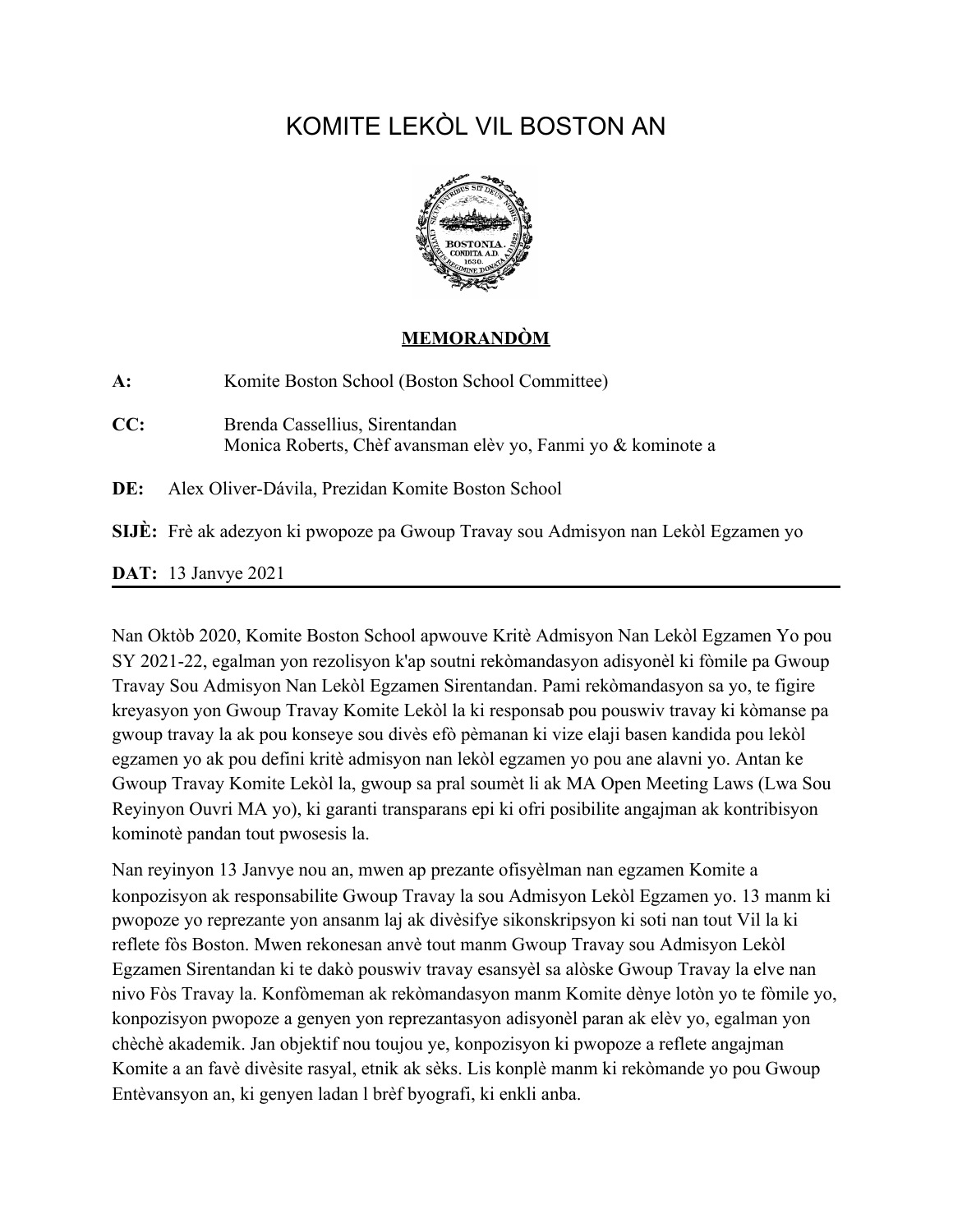# KOMITE LEKÒL VIL BOSTON AN

## MEMORANDÒM

**A:** Komite Boston School (Boston School Committee)

**CC:** Brenda Cassellius, Sirentandan
Monica Roberts, Chèf avansman elèv yo, Fanmi yo & kominote a

**DE:** Alex Oliver-Dávila, Prezidan Komite Boston School

**SIJÈ:** Frè ak adezyon ki pwopoze pa Gwoup Travay sou Admisyon nan Lekòl Egzamen yo

**DAT:** 13 Janvye 2021

---

Nan Oktòb 2020, Komite Boston School apwouve Kritè Admisyon Nan Lekòl Egzamen Yo pou SY 2021-22, egalman yon rezolisyon k'ap soutni rekòmandasyon adisyonèl ki fòmile pa Gwoup Travay Sou Admisyon Nan Lekòl Egzamen Sirentandan. Pami rekòmandasyon sa yo, te figire kreyasyon yon Gwoup Travay Komite Lekòl la ki responsab pou pouswiv travay ki kòmanse pa gwoup travay la ak pou konseye sou divès efò pèmanan ki vize elaji basen kandida pou lekòl egzamen yo ak pou defini kritè admisyon nan lekòl egzamen yo pou ane alavni yo. Antan ke Gwoup Travay Komite Lekòl la, gwoup sa pral soumèt li ak MA Open Meeting Laws (Lwa Sou Reyinyon Ouvri MA yo), ki garanti transparans epi ki ofri posibilite angajman ak kontribisyon kominotè pandan tout pwosesis la.

Nan reyinyon 13 Janvye nou an, mwen ap prezante ofisyèlman nan egzamen Komite a konpozisyon ak responsabilite Gwoup Travay la sou Admisyon Lekòl Egzamen yo. 13 manm ki pwopoze yo reprezante yon ansanm laj ak divèsifye sikonskripsyon ki soti nan tout Vil la ki reflete fòs Boston. Mwen rekonesan anvè tout manm Gwoup Travay sou Admisyon Lekòl Egzamen Sirentandan ki te dakò pouswiv travay esansyèl sa alòske Gwoup Travay la elve nan nivo Fòs Travay la. Konfòmeman ak rekòmandasyon manm Komite dènye lotòn yo te fòmile yo, konpozisyon pwopoze a genyen yon reprezantasyon adisyonèl paran ak elèv yo, egalman yon chèchè akademik. Jan objektif nou toujou ye, konpozisyon ki pwopoze a reflete angajman Komite a an favè divèsite rasyal, etnik ak sèks. Lis konplè manm ki rekòmande yo pou Gwoup Entèvansyon an, ki genyen ladan l brèf byografi, ki enkli anba.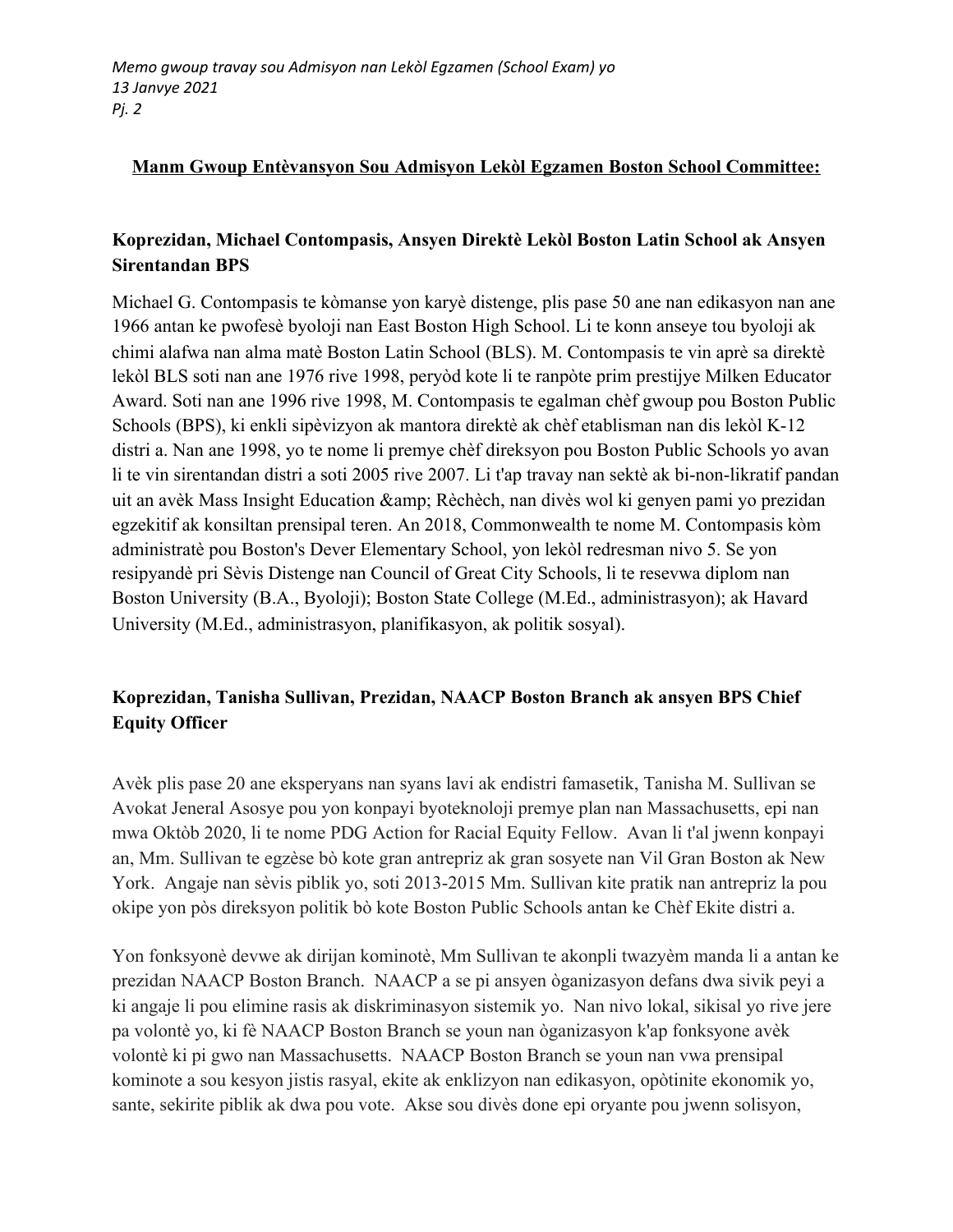## Manm Gwoup Entèvansyon Sou Admisyon Lekòl Egzamen Boston School Committee:

### Koprezidan, Michael Contompasis, Ansyen Direktè Lekòl Boston Latin School ak Ansyen Sirentandan BPS

Michael G. Contompasis te kòmanse yon karyè distenge, plis pase 50 ane nan edikasyon nan ane 1966 antan ke pwofesè byoloji nan East Boston High School. Li te konn anseye tou byoloji ak chimi alafwa nan alma matè Boston Latin School (BLS). M. Contompasis te vin aprè sa direktè lekòl BLS soti nan ane 1976 rive 1998, peryòd kote li te ranpòte prim prestijye Milken Educator Award. Soti nan ane 1996 rive 1998, M. Contompasis te egalman chèf gwoup pou Boston Public Schools (BPS), ki enkli sipèvizyon ak mantora direktè ak chèf etablisman nan dis lekòl K-12 distri a. Nan ane 1998, yo te nome li premye chèf direksyon pou Boston Public Schools yo avan li te vin sirentandan distri a soti 2005 rive 2007. Li t'ap travay nan sektè ak bi-non-likratif pandan uit an avèk Mass Insight Education &amp; Rèchèch, nan divès wol ki genyen pami yo prezidan egzekitif ak konsiltan prensipal teren. An 2018, Commonwealth te nome M. Contompasis kòm administratè pou Boston's Dever Elementary School, yon lekòl redresman nivo 5. Se yon resipyandè pri Sèvis Distenge nan Council of Great City Schools, li te resevwa diplom nan Boston University (B.A., Byoloji); Boston State College (M.Ed., administrasyon); ak Havard University (M.Ed., administrasyon, planifikasyon, ak politik sosyal).

### Koprezidan, Tanisha Sullivan, Prezidan, NAACP Boston Branch ak ansyen BPS Chief Equity Officer

Avèk plis pase 20 ane eksperyans nan syans lavi ak endistri famasetik, Tanisha M. Sullivan se Avokat Jeneral Asosye pou yon konpayi byoteknoloji premye plan nan Massachusetts, epi nan mwa Oktòb 2020, li te nome PDG Action for Racial Equity Fellow. Avan li t'al jwenn konpayi an, Mm. Sullivan te egzèse bò kote gran antrepriz ak gran sosyete nan Vil Gran Boston ak New York. Angaje nan sèvis piblik yo, soti 2013-2015 Mm. Sullivan kite pratik nan antrepriz la pou okipe yon pòs direksyon politik bò kote Boston Public Schools antan ke Chèf Ekite distri a.

Yon fonksyonè devwe ak dirijan kominotè, Mm Sullivan te akonpli twazyèm manda li a antan ke prezidan NAACP Boston Branch. NAACP a se pi ansyen òganizasyon defans dwa sivik peyi a ki angaje li pou elimine rasis ak diskriminasyon sistemik yo. Nan nivo lokal, sikisal yo rive jere pa volontè yo, ki fè NAACP Boston Branch se youn nan òganizasyon k'ap fonksyone avèk volontè ki pi gwo nan Massachusetts. NAACP Boston Branch se youn nan vwa prensipal kominote a sou kesyon jistis rasyal, ekite ak enklizyon nan edikasyon, opòtinite ekonomik yo, sante, sekirite piblik ak dwa pou vote. Akse sou divès done epi oryante pou jwenn solisyon,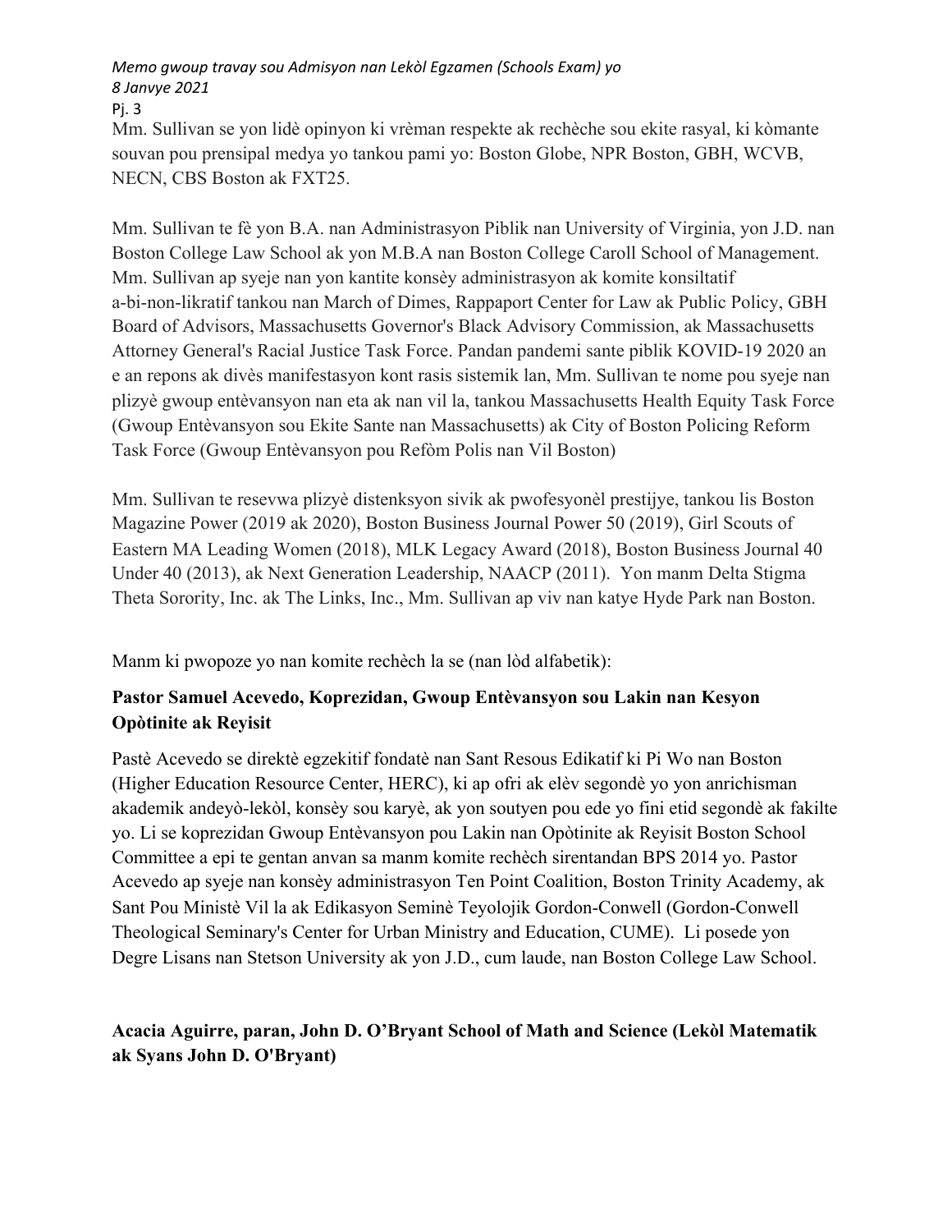Mm. Sullivan se yon lidè opinyon ki vrèman respekte ak rechèche sou ekite rasyal, ki kòmante souvan pou prensipal medya yo tankou pami yo: Boston Globe, NPR Boston, GBH, WCVB, NECN, CBS Boston ak FXT25.

Mm. Sullivan te fè yon B.A. nan Administrasyon Piblik nan University of Virginia, yon J.D. nan Boston College Law School ak yon M.B.A nan Boston College Caroll School of Management. Mm. Sullivan ap syeje nan yon kantite konsèy administrasyon ak komite konsiltatif a-bi-non-likratif tankou nan March of Dimes, Rappaport Center for Law ak Public Policy, GBH Board of Advisors, Massachusetts Governor's Black Advisory Commission, ak Massachusetts Attorney General's Racial Justice Task Force. Pandan pandemi sante piblik KOVID-19 2020 an e an repons ak divès manifestasyon kont rasis sistemik lan, Mm. Sullivan te nome pou syeje nan plizyè gwoup entèvansyon nan eta ak nan vil la, tankou Massachusetts Health Equity Task Force (Gwoup Entèvansyon sou Ekite Sante nan Massachusetts) ak City of Boston Policing Reform Task Force (Gwoup Entèvansyon pou Refòm Polis nan Vil Boston)

Mm. Sullivan te resevwa plizyè distenksyon sivik ak pwofesyonèl prestijye, tankou lis Boston Magazine Power (2019 ak 2020), Boston Business Journal Power 50 (2019), Girl Scouts of Eastern MA Leading Women (2018), MLK Legacy Award (2018), Boston Business Journal 40 Under 40 (2013), ak Next Generation Leadership, NAACP (2011). Yon manm Delta Stigma Theta Sorority, Inc. ak The Links, Inc., Mm. Sullivan ap viv nan katye Hyde Park nan Boston.

Manm ki pwopoze yo nan komite rechèch la se (nan lòd alfabetik):

**Pastor Samuel Acevedo, Koprezidan, Gwoup Entèvansyon sou Lakin nan Kesyon Opòtinite ak Reyisit**

Pastè Acevedo se direktè egzekitif fondatè nan Sant Resous Edikatif ki Pi Wo nan Boston (Higher Education Resource Center, HERC), ki ap ofri ak elèv segondè yo yon anrichisman akademik andeyò-lekòl, konsèy sou karyè, ak yon soutyen pou ede yo fini etid segondè ak fakilte yo. Li se koprezidan Gwoup Entèvansyon pou Lakin nan Opòtinite ak Reyisit Boston School Committee a epi te gentan anvan sa manm komite rechèch sirentandan BPS 2014 yo. Pastor Acevedo ap syeje nan konsèy administrasyon Ten Point Coalition, Boston Trinity Academy, ak Sant Pou Ministè Vil la ak Edikasyon Seminè Teyolojik Gordon-Conwell (Gordon-Conwell Theological Seminary's Center for Urban Ministry and Education, CUME). Li posede yon Degre Lisans nan Stetson University ak yon J.D., cum laude, nan Boston College Law School.

**Acacia Aguirre, paran, John D. O'Bryant School of Math and Science (Lekòl Matematik ak Syans John D. O'Bryant)**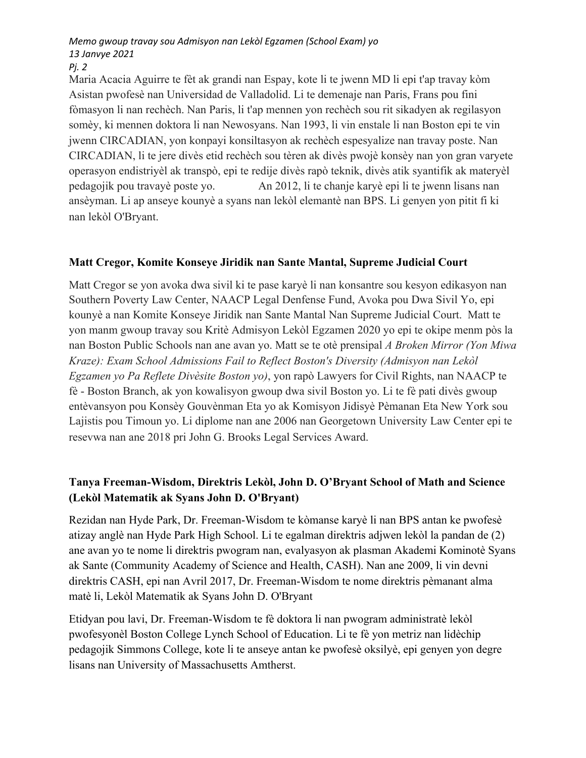Maria Acacia Aguirre te fèt ak grandi nan Espay, kote li te jwenn MD li epi t'ap travay kòm Asistan pwofesè nan Universidad de Valladolid. Li te demenaje nan Paris, Frans pou fini fòmasyon li nan rechèch. Nan Paris, li t'ap mennen yon rechèch sou rit sikadyen ak regilasyon somèy, ki mennen doktora li nan Newosyans. Nan 1993, li vin enstale li nan Boston epi te vin jwenn CIRCADIAN, yon konpayi konsiltasyon ak rechèch espesyalize nan travay poste. Nan CIRCADIAN, li te jere divès etid rechèch sou tèren ak divès pwojè konsèy nan yon gran varyete operasyon endistriyèl ak transpò, epi te redije divès rapò teknik, divès atik syantifik ak materyèl pedagojik pou travayè poste yo. An 2012, li te chanje karyè epi li te jwenn lisans nan ansèyman. Li ap anseye kounyè a syans nan lekòl elemantè nan BPS. Li genyen yon pitit fi ki nan lekòl O'Bryant.

### Matt Cregor, Komite Konseye Jiridik nan Sante Mantal, Supreme Judicial Court

Matt Cregor se yon avoka dwa sivil ki te pase karyè li nan konsantre sou kesyon edikasyon nan Southern Poverty Law Center, NAACP Legal Denfense Fund, Avoka pou Dwa Sivil Yo, epi kounyè a nan Komite Konseye Jiridik nan Sante Mantal Nan Supreme Judicial Court. Matt te yon manm gwoup travay sou Kritè Admisyon Lekòl Egzamen 2020 yo epi te okipe menm pòs la nan Boston Public Schools nan ane avan yo. Matt se te otè prensipal *A Broken Mirror (Yon Miwa Kraze): Exam School Admissions Fail to Reflect Boston's Diversity (Admisyon nan Lekòl Egzamen yo Pa Reflete Divèsite Boston yo)*, yon rapò Lawyers for Civil Rights, nan NAACP te fè - Boston Branch, ak yon kowalisyon gwoup dwa sivil Boston yo. Li te fè pati divès gwoup entèvansyon pou Konsèy Gouvènman Eta yo ak Komisyon Jidisyè Pèmanan Eta New York sou Lajistis pou Timoun yo. Li diplome nan ane 2006 nan Georgetown University Law Center epi te resevwa nan ane 2018 pri John G. Brooks Legal Services Award.

### Tanya Freeman-Wisdom, Direktris Lekòl, John D. O'Bryant School of Math and Science (Lekòl Matematik ak Syans John D. O'Bryant)

Rezidan nan Hyde Park, Dr. Freeman-Wisdom te kòmanse karyè li nan BPS antan ke pwofesè atizay anglè nan Hyde Park High School. Li te egalman direktris adjwen lekòl la pandan de (2) ane avan yo te nome li direktris pwogram nan, evalyasyon ak plasman Akademi Kominotè Syans ak Sante (Community Academy of Science and Health, CASH). Nan ane 2009, li vin devni direktris CASH, epi nan Avril 2017, Dr. Freeman-Wisdom te nome direktris pèmanant alma matè li, Lekòl Matematik ak Syans John D. O'Bryant

Etidyan pou lavi, Dr. Freeman-Wisdom te fè doktora li nan pwogram administratè lekòl pwofesyonèl Boston College Lynch School of Education. Li te fè yon metriz nan lidèchip pedagojik Simmons College, kote li te anseye antan ke pwofesè oksilyè, epi genyen yon degre lisans nan University of Massachusetts Amtherst.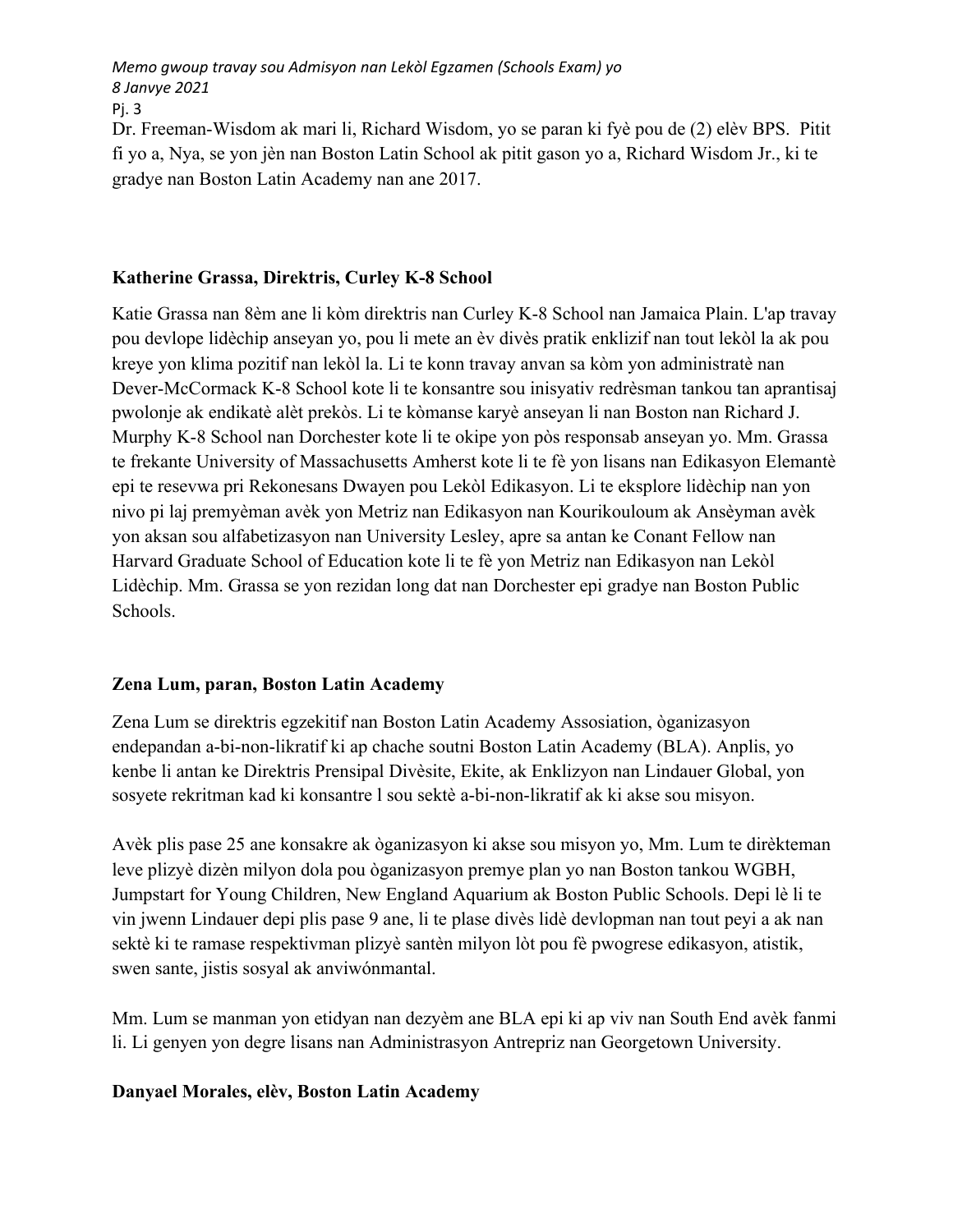Dr. Freeman-Wisdom ak mari li, Richard Wisdom, yo se paran ki fyè pou de (2) elèv BPS. Pitit fi yo a, Nya, se yon jèn nan Boston Latin School ak pitit gason yo a, Richard Wisdom Jr., ki te gradye nan Boston Latin Academy nan ane 2017.

**Katherine Grassa, Direktris, Curley K-8 School**

Katie Grassa nan 8èm ane li kòm direktris nan Curley K-8 School nan Jamaica Plain. L'ap travay pou devlope lidèchip anseyan yo, pou li mete an èv divès pratik enklizif nan tout lekòl la ak pou kreye yon klima pozitif nan lekòl la. Li te konn travay anvan sa kòm yon administratè nan Dever-McCormack K-8 School kote li te konsantre sou inisyativ redrèsman tankou tan aprantisaj pwolonje ak endikatè alèt prekòs. Li te kòmanse karyè anseyan li nan Boston nan Richard J. Murphy K-8 School nan Dorchester kote li te okipe yon pòs responsab anseyan yo. Mm. Grassa te frekante University of Massachusetts Amherst kote li te fè yon lisans nan Edikasyon Elemantè epi te resevwa pri Rekonesans Dwayen pou Lekòl Edikasyon. Li te eksplore lidèchip nan yon nivo pi laj premyèman avèk yon Metriz nan Edikasyon nan Kourikouloum ak Ansèyman avèk yon aksan sou alfabetizasyon nan University Lesley, apre sa antan ke Conant Fellow nan Harvard Graduate School of Education kote li te fè yon Metriz nan Edikasyon nan Lekòl Lidèchip. Mm. Grassa se yon rezidan long dat nan Dorchester epi gradye nan Boston Public Schools.

**Zena Lum, paran, Boston Latin Academy**

Zena Lum se direktris egzekitif nan Boston Latin Academy Assosiation, òganizasyon endepandan a-bi-non-likratif ki ap chache soutni Boston Latin Academy (BLA). Anplis, yo kenbe li antan ke Direktris Prensipal Divèsite, Ekite, ak Enklizyon nan Lindauer Global, yon sosyete rekritman kad ki konsantre l sou sektè a-bi-non-likratif ak ki akse sou misyon.

Avèk plis pase 25 ane konsakre ak òganizasyon ki akse sou misyon yo, Mm. Lum te dirèkteman leve plizyè dizèn milyon dola pou òganizasyon premye plan yo nan Boston tankou WGBH, Jumpstart for Young Children, New England Aquarium ak Boston Public Schools. Depi lè li te vin jwenn Lindauer depi plis pase 9 ane, li te plase divès lidè devlopman nan tout peyi a ak nan sektè ki te ramase respektivman plizyè santèn milyon lòt pou fè pwogrese edikasyon, atistik, swen sante, jistis sosyal ak anviwónmantal.

Mm. Lum se manman yon etidyan nan dezyèm ane BLA epi ki ap viv nan South End avèk fanmi li. Li genyen yon degre lisans nan Administrasyon Antrepriz nan Georgetown University.

**Danyael Morales, elèv, Boston Latin Academy**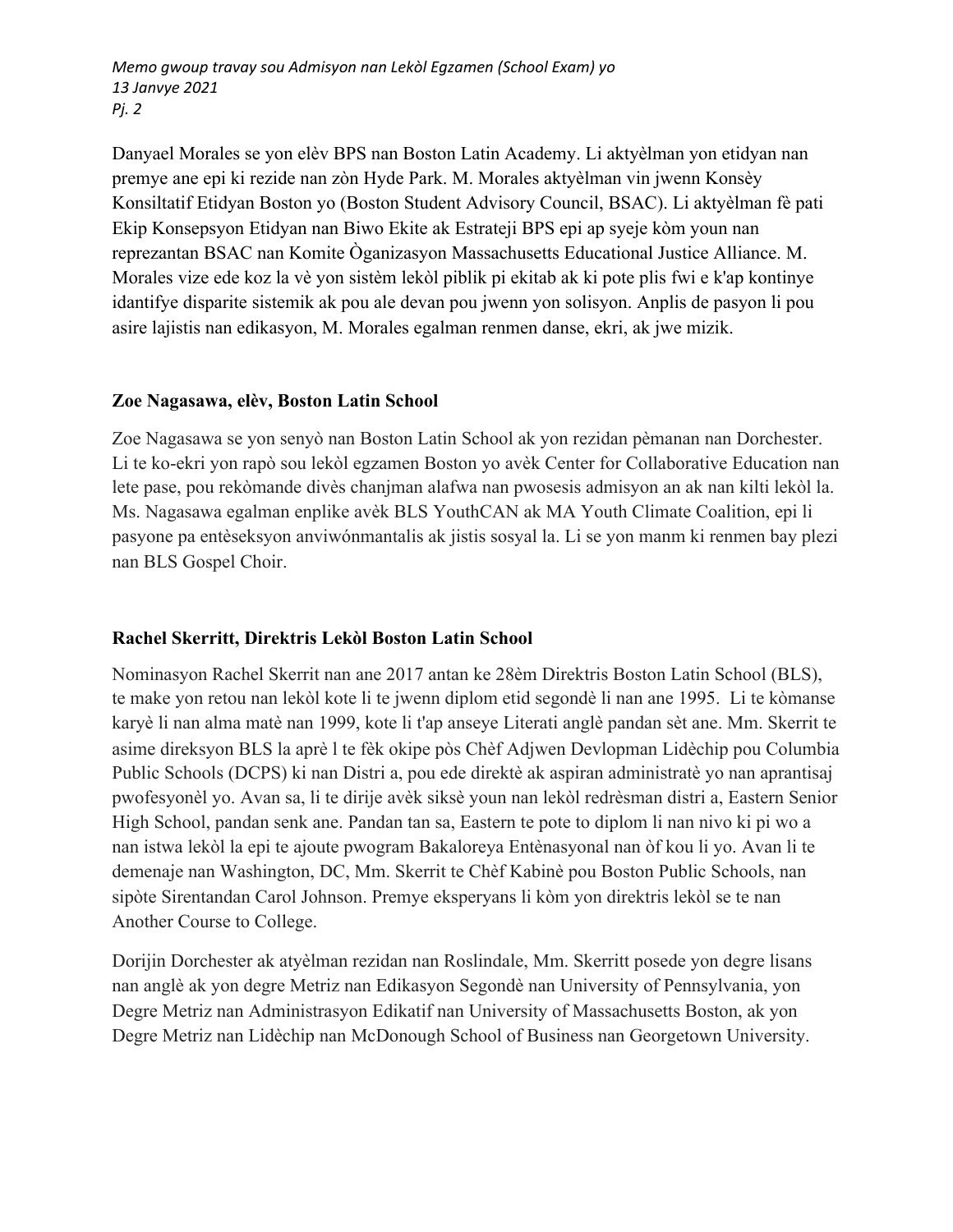Danyael Morales se yon elèv BPS nan Boston Latin Academy. Li aktyèlman yon etidyan nan premye ane epi ki rezide nan zòn Hyde Park. M. Morales aktyèlman vin jwenn Konsèy Konsiltatif Etidyan Boston yo (Boston Student Advisory Council, BSAC). Li aktyèlman fè pati Ekip Konsepsyon Etidyan nan Biwo Ekite ak Estrateji BPS epi ap syeje kòm youn nan reprezantan BSAC nan Komite Òganizasyon Massachusetts Educational Justice Alliance. M. Morales vize ede koz la vè yon sistèm lekòl piblik pi ekitab ak ki pote plis fwi e k'ap kontinye idantifye disparite sistemik ak pou ale devan pou jwenn yon solisyon. Anplis de pasyon li pou asire lajistis nan edikasyon, M. Morales egalman renmen danse, ekri, ak jwe mizik.

**Zoe Nagasawa, elèv, Boston Latin School**

Zoe Nagasawa se yon senyò nan Boston Latin School ak yon rezidan pèmanan nan Dorchester. Li te ko-ekri yon rapò sou lekòl egzamen Boston yo avèk Center for Collaborative Education nan lete pase, pou rekòmande divès chanjman alafwa nan pwosesis admisyon an ak nan kilti lekòl la. Ms. Nagasawa egalman enplike avèk BLS YouthCAN ak MA Youth Climate Coalition, epi li pasyone pa entèseksyon anviwónmantalis ak jistis sosyal la. Li se yon manm ki renmen bay plezi nan BLS Gospel Choir.

**Rachel Skerritt, Direktris Lekòl Boston Latin School**

Nominasyon Rachel Skerrit nan ane 2017 antan ke 28èm Direktris Boston Latin School (BLS), te make yon retou nan lekòl kote li te jwenn diplom etid segondè li nan ane 1995. Li te kòmanse karyè li nan alma matè nan 1999, kote li t'ap anseye Literati anglè pandan sèt ane. Mm. Skerrit te asime direksyon BLS la aprè l te fèk okipe pòs Chèf Adjwen Devlopman Lidèchip pou Columbia Public Schools (DCPS) ki nan Distri a, pou ede direktè ak aspiran administratè yo nan aprantisaj pwofesyonèl yo. Avan sa, li te dirije avèk siksè youn nan lekòl redrèsman distri a, Eastern Senior High School, pandan senk ane. Pandan tan sa, Eastern te pote to diplom li nan nivo ki pi wo a nan istwa lekòl la epi te ajoute pwogram Bakaloreya Entènasyonal nan òf kou li yo. Avan li te demenaje nan Washington, DC, Mm. Skerrit te Chèf Kabinè pou Boston Public Schools, nan sipòte Sirentandan Carol Johnson. Premye eksperyans li kòm yon direktris lekòl se te nan Another Course to College.

Dorijin Dorchester ak atyèlman rezidan nan Roslindale, Mm. Skerritt posede yon degre lisans nan anglè ak yon degre Metriz nan Edikasyon Segondè nan University of Pennsylvania, yon Degre Metriz nan Administrasyon Edikatif nan University of Massachusetts Boston, ak yon Degre Metriz nan Lidèchip nan McDonough School of Business nan Georgetown University.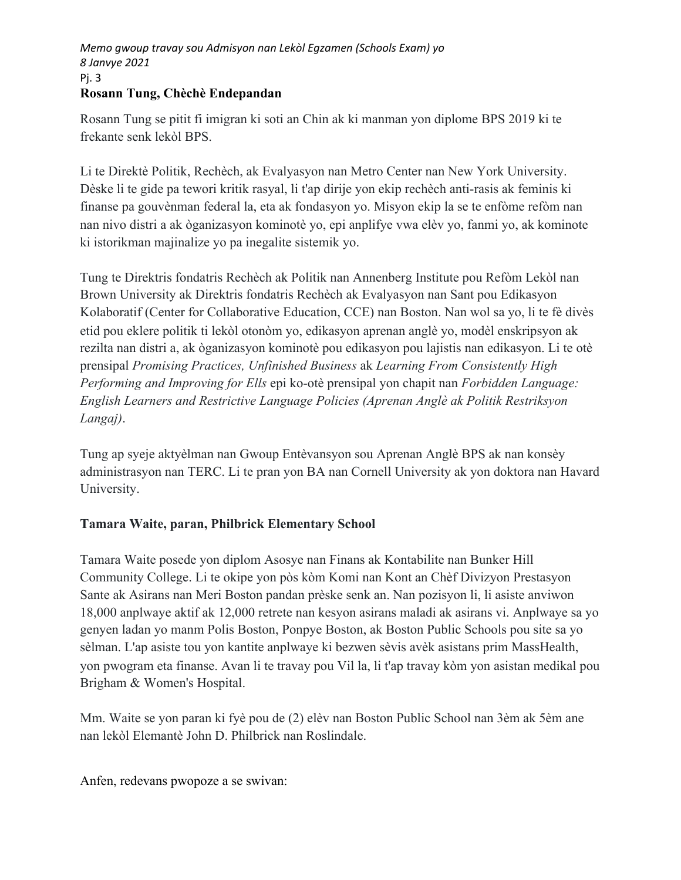### Rosann Tung, Chèchè Endepandan

Rosann Tung se pitit fi imigran ki soti an Chin ak ki manman yon diplome BPS 2019 ki te frekante senk lekòl BPS.

Li te Direktè Politik, Rechèch, ak Evalyasyon nan Metro Center nan New York University. Dèske li te gide pa tewori kritik rasyal, li t'ap dirije yon ekip rechèch anti-rasis ak feminis ki finanse pa gouvènman federal la, eta ak fondasyon yo. Misyon ekip la se te enfòme refòm nan nan nivo distri a ak òganizasyon kominotè yo, epi anplifye vwa elèv yo, fanmi yo, ak kominote ki istorikman majinalize yo pa inegalite sistemik yo.

Tung te Direktris fondatris Rechèch ak Politik nan Annenberg Institute pou Refòm Lekòl nan Brown University ak Direktris fondatris Rechèch ak Evalyasyon nan Sant pou Edikasyon Kolaboratif (Center for Collaborative Education, CCE) nan Boston. Nan wol sa yo, li te fè divès etid pou eklere politik ti lekòl otonòm yo, edikasyon aprenan anglè yo, modèl enskripsyon ak rezilta nan distri a, ak òganizasyon kominotè pou edikasyon pou lajistis nan edikasyon. Li te otè prensipal *Promising Practices, Unfinished Business* ak *Learning From Consistently High Performing and Improving for Ells* epi ko-otè prensipal yon chapit nan *Forbidden Language: English Learners and Restrictive Language Policies (Aprenan Anglè ak Politik Restriksyon Langaj)*.

Tung ap syeje aktyèlman nan Gwoup Entèvansyon sou Aprenan Anglè BPS ak nan konsèy administrasyon nan TERC. Li te pran yon BA nan Cornell University ak yon doktora nan Havard University.

### Tamara Waite, paran, Philbrick Elementary School

Tamara Waite posede yon diplom Asosye nan Finans ak Kontabilite nan Bunker Hill Community College. Li te okipe yon pòs kòm Komi nan Kont an Chèf Divizyon Prestasyon Sante ak Asirans nan Meri Boston pandan prèske senk an. Nan pozisyon li, li asiste anviwon 18,000 anplwaye aktif ak 12,000 retrete nan kesyon asirans maladi ak asirans vi. Anplwaye sa yo genyen ladan yo manm Polis Boston, Ponpye Boston, ak Boston Public Schools pou site sa yo sèlman. L'ap asiste tou yon kantite anplwaye ki bezwen sèvis avèk asistans prim MassHealth, yon pwogram eta finanse. Avan li te travay pou Vil la, li t'ap travay kòm yon asistan medikal pou Brigham & Women's Hospital.

Mm. Waite se yon paran ki fyè pou de (2) elèv nan Boston Public School nan 3èm ak 5èm ane nan lekòl Elemantè John D. Philbrick nan Roslindale.

Anfen, redevans pwopoze a se swivan: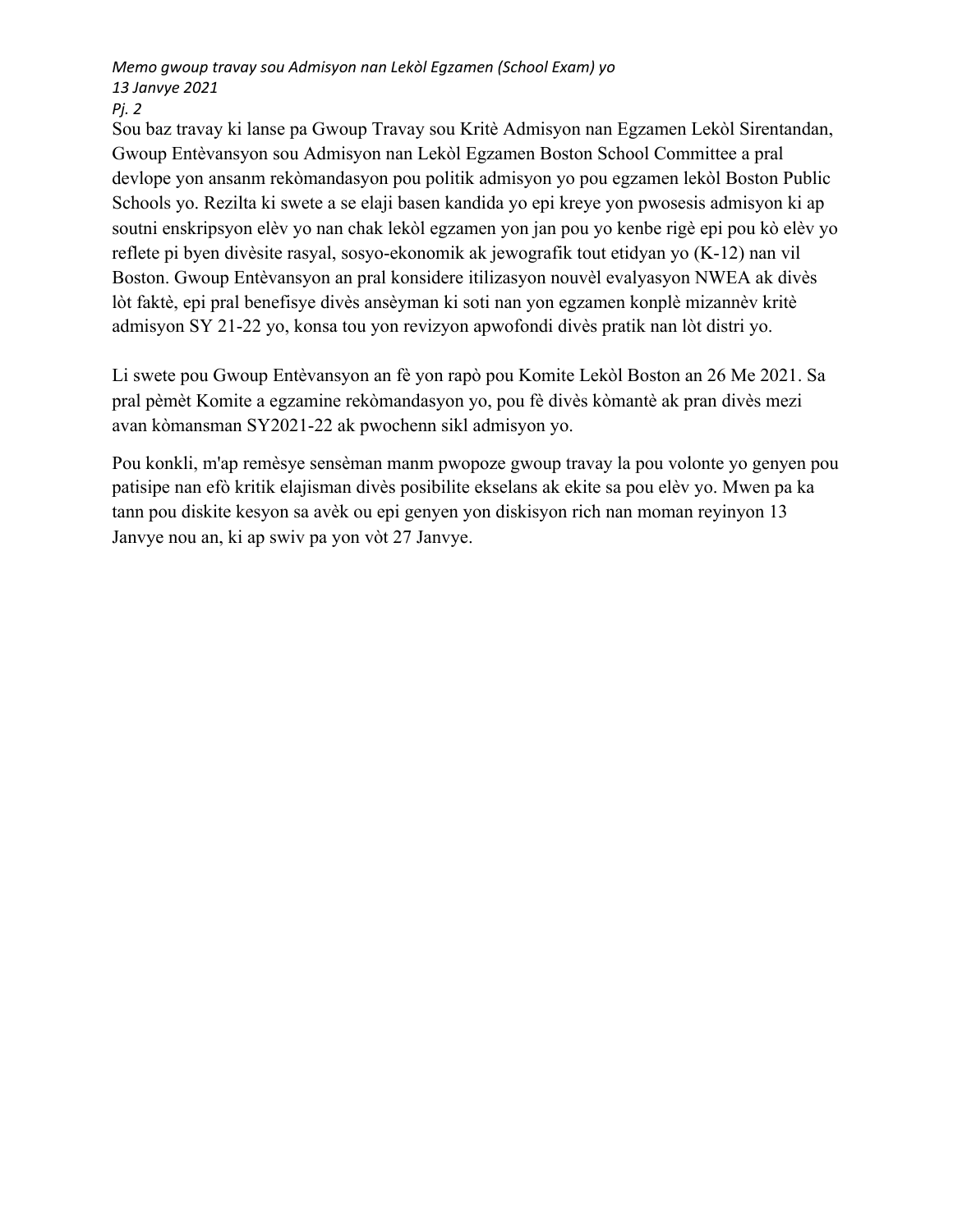Sou baz travay ki lanse pa Gwoup Travay sou Kritè Admisyon nan Egzamen Lekòl Sirentandan, Gwoup Entèvansyon sou Admisyon nan Lekòl Egzamen Boston School Committee a pral devlope yon ansanm rekòmandasyon pou politik admisyon yo pou egzamen lekòl Boston Public Schools yo. Rezilta ki swete a se elaji basen kandida yo epi kreye yon pwosesis admisyon ki ap soutni enskripsyon elèv yo nan chak lekòl egzamen yon jan pou yo kenbe rigè epi pou kò elèv yo reflete pi byen divèsite rasyal, sosyo-ekonomik ak jewografik tout etidyan yo (K-12) nan vil Boston. Gwoup Entèvansyon an pral konsidere itilizasyon nouvèl evalyasyon NWEA ak divès lòt faktè, epi pral benefisye divès ansèyman ki soti nan yon egzamen konplè mizannèv kritè admisyon SY 21-22 yo, konsa tou yon revizyon apwofondi divès pratik nan lòt distri yo.

Li swete pou Gwoup Entèvansyon an fè yon rapò pou Komite Lekòl Boston an 26 Me 2021. Sa pral pèmèt Komite a egzamine rekòmandasyon yo, pou fè divès kòmantè ak pran divès mezi avan kòmansman SY2021-22 ak pwochenn sikl admisyon yo.

Pou konkli, m'ap remèsye sensèman manm pwopoze gwoup travay la pou volonte yo genyen pou patisipe nan efò kritik elajisman divès posibilite ekselans ak ekite sa pou elèv yo. Mwen pa ka tann pou diskite kesyon sa avèk ou epi genyen yon diskisyon rich nan moman reyinyon 13 Janvye nou an, ki ap swiv pa yon vòt 27 Janvye.